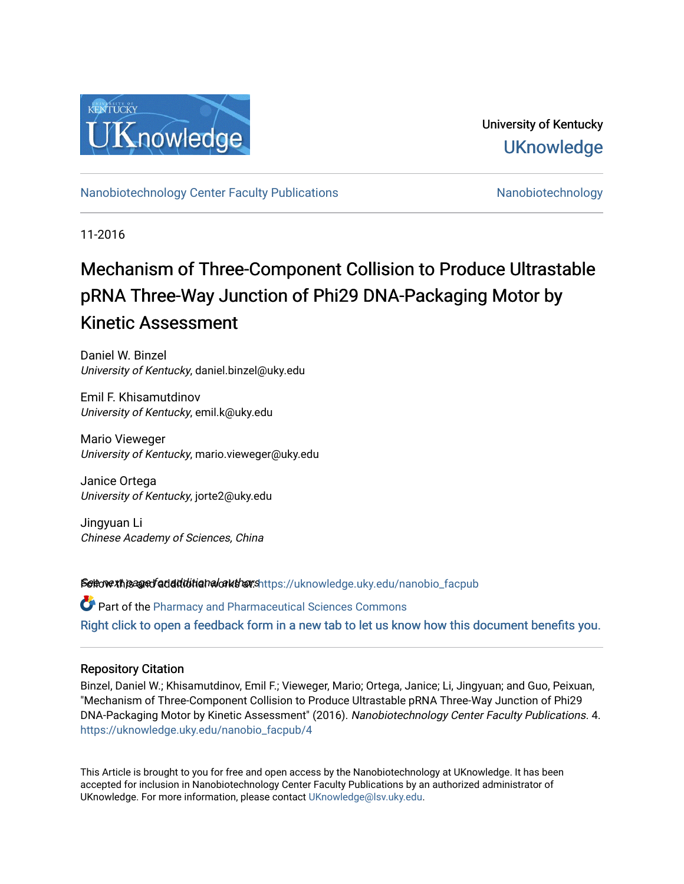University of Kentucky
UKnowledge

Nanobiotechnology Center Faculty Publications — Nanobiotechnology

11-2016

# Mechanism of Three-Component Collision to Produce Ultrastable pRNA Three-Way Junction of Phi29 DNA-Packaging Motor by Kinetic Assessment

Daniel W. Binzel
*University of Kentucky*, daniel.binzel@uky.edu

Emil F. Khisamutdinov
*University of Kentucky*, emil.k@uky.edu

Mario Vieweger
*University of Kentucky*, mario.vieweger@uky.edu

Janice Ortega
*University of Kentucky*, jorte2@uky.edu

Jingyuan Li
*Chinese Academy of Sciences, China*

See next page for additional authors

Follow this and additional works at: https://uknowledge.uky.edu/nanobio_facpub

Part of the Pharmacy and Pharmaceutical Sciences Commons

Right click to open a feedback form in a new tab to let us know how this document benefits you.

## Repository Citation

Binzel, Daniel W.; Khisamutdinov, Emil F.; Vieweger, Mario; Ortega, Janice; Li, Jingyuan; and Guo, Peixuan, "Mechanism of Three-Component Collision to Produce Ultrastable pRNA Three-Way Junction of Phi29 DNA-Packaging Motor by Kinetic Assessment" (2016). *Nanobiotechnology Center Faculty Publications*. 4.
https://uknowledge.uky.edu/nanobio_facpub/4

This Article is brought to you for free and open access by the Nanobiotechnology at UKnowledge. It has been accepted for inclusion in Nanobiotechnology Center Faculty Publications by an authorized administrator of UKnowledge. For more information, please contact UKnowledge@lsv.uky.edu.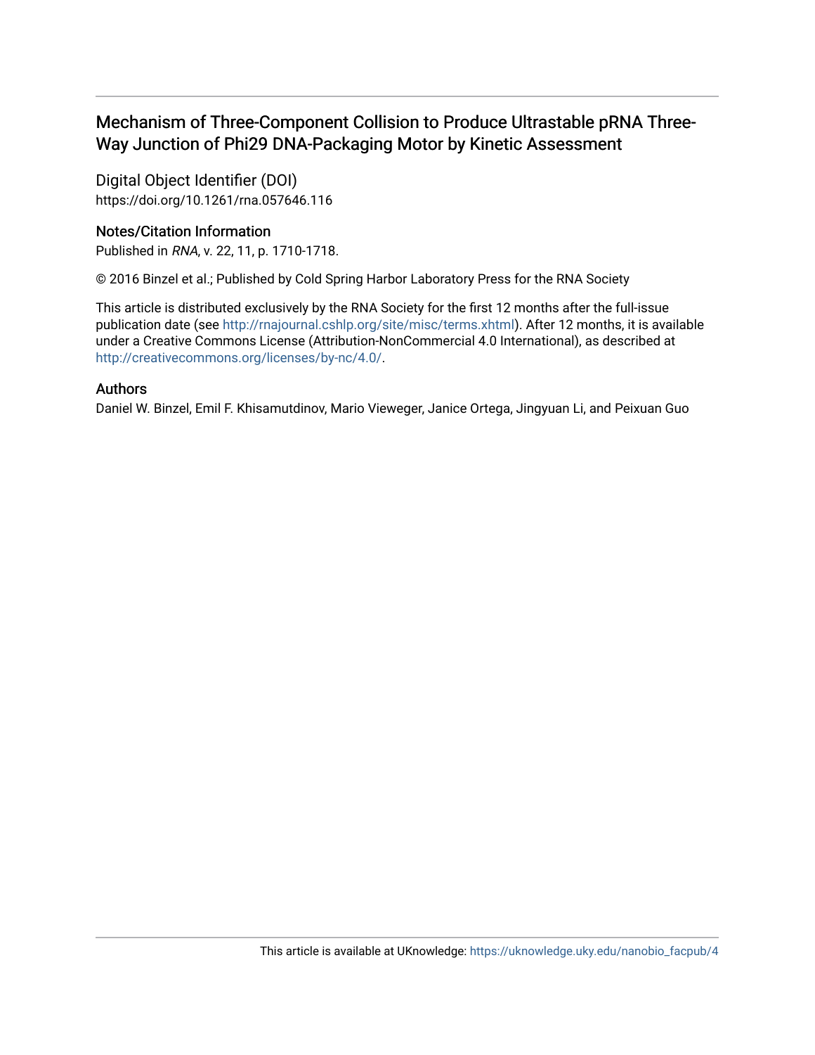# Mechanism of Three-Component Collision to Produce Ultrastable pRNA Three-Way Junction of Phi29 DNA-Packaging Motor by Kinetic Assessment

## Digital Object Identifier (DOI)

https://doi.org/10.1261/rna.057646.116

## Notes/Citation Information

Published in *RNA*, v. 22, 11, p. 1710-1718.

© 2016 Binzel et al.; Published by Cold Spring Harbor Laboratory Press for the RNA Society

This article is distributed exclusively by the RNA Society for the first 12 months after the full-issue publication date (see http://rnajournal.cshlp.org/site/misc/terms.xhtml). After 12 months, it is available under a Creative Commons License (Attribution-NonCommercial 4.0 International), as described at http://creativecommons.org/licenses/by-nc/4.0/.

## Authors

Daniel W. Binzel, Emil F. Khisamutdinov, Mario Vieweger, Janice Ortega, Jingyuan Li, and Peixuan Guo

This article is available at UKnowledge: https://uknowledge.uky.edu/nanobio_facpub/4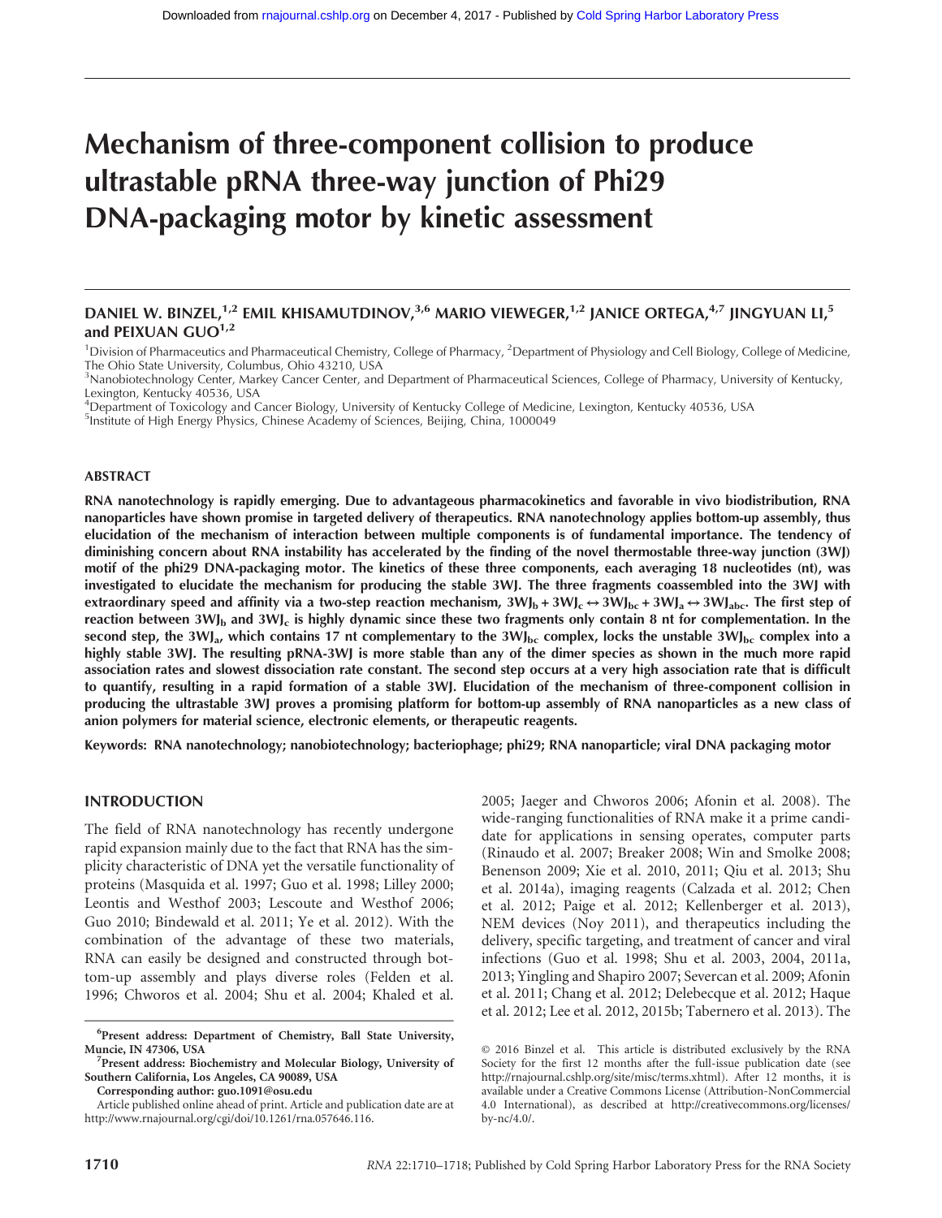# Mechanism of three-component collision to produce ultrastable pRNA three-way junction of Phi29 DNA-packaging motor by kinetic assessment

**DANIEL W. BINZEL,[1,2] EMIL KHISAMUTDINOV,[3,6] MARIO VIEWEGER,[1,2] JANICE ORTEGA,[4,7] JINGYUAN LI,[5] and PEIXUAN GUO[1,2]**

[1]Division of Pharmaceutics and Pharmaceutical Chemistry, College of Pharmacy, [2]Department of Physiology and Cell Biology, College of Medicine, The Ohio State University, Columbus, Ohio 43210, USA
[3]Nanobiotechnology Center, Markey Cancer Center, and Department of Pharmaceutical Sciences, College of Pharmacy, University of Kentucky, Lexington, Kentucky 40536, USA
[4]Department of Toxicology and Cancer Biology, University of Kentucky College of Medicine, Lexington, Kentucky 40536, USA
[5]Institute of High Energy Physics, Chinese Academy of Sciences, Beijing, China, 1000049

## ABSTRACT

**RNA nanotechnology is rapidly emerging. Due to advantageous pharmacokinetics and favorable in vivo biodistribution, RNA nanoparticles have shown promise in targeted delivery of therapeutics. RNA nanotechnology applies bottom-up assembly, thus elucidation of the mechanism of interaction between multiple components is of fundamental importance. The tendency of diminishing concern about RNA instability has accelerated by the finding of the novel thermostable three-way junction (3WJ) motif of the phi29 DNA-packaging motor. The kinetics of these three components, each averaging 18 nucleotides (nt), was investigated to elucidate the mechanism for producing the stable 3WJ. The three fragments coassembled into the 3WJ with extraordinary speed and affinity via a two-step reaction mechanism, $3WJ_b + 3WJ_c \leftrightarrow 3WJ_{bc} + 3WJ_a \leftrightarrow 3WJ_{abc}$. The first step of reaction between $3WJ_b$ and $3WJ_c$ is highly dynamic since these two fragments only contain 8 nt for complementation. In the second step, the $3WJ_a$, which contains 17 nt complementary to the $3WJ_{bc}$ complex, locks the unstable $3WJ_{bc}$ complex into a highly stable 3WJ. The resulting pRNA-3WJ is more stable than any of the dimer species as shown in the much more rapid association rates and slowest dissociation rate constant. The second step occurs at a very high association rate that is difficult to quantify, resulting in a rapid formation of a stable 3WJ. Elucidation of the mechanism of three-component collision in producing the ultrastable 3WJ proves a promising platform for bottom-up assembly of RNA nanoparticles as a new class of anion polymers for material science, electronic elements, or therapeutic reagents.**

**Keywords:** RNA nanotechnology; nanobiotechnology; bacteriophage; phi29; RNA nanoparticle; viral DNA packaging motor

## INTRODUCTION

The field of RNA nanotechnology has recently undergone rapid expansion mainly due to the fact that RNA has the simplicity characteristic of DNA yet the versatile functionality of proteins (Masquida et al. 1997; Guo et al. 1998; Lilley 2000; Leontis and Westhof 2003; Lescoute and Westhof 2006; Guo 2010; Bindewald et al. 2011; Ye et al. 2012). With the combination of the advantage of these two materials, RNA can easily be designed and constructed through bottom-up assembly and plays diverse roles (Felden et al. 1996; Chworos et al. 2004; Shu et al. 2004; Khaled et al. 2005; Jaeger and Chworos 2006; Afonin et al. 2008). The wide-ranging functionalities of RNA make it a prime candidate for applications in sensing operates, computer parts (Rinaudo et al. 2007; Breaker 2008; Win and Smolke 2008; Benenson 2009; Xie et al. 2010, 2011; Qiu et al. 2013; Shu et al. 2014a), imaging reagents (Calzada et al. 2012; Chen et al. 2012; Paige et al. 2012; Kellenberger et al. 2013), NEM devices (Noy 2011), and therapeutics including the delivery, specific targeting, and treatment of cancer and viral infections (Guo et al. 1998; Shu et al. 2003, 2004, 2011a, 2013; Yingling and Shapiro 2007; Severcan et al. 2009; Afonin et al. 2011; Chang et al. 2012; Delebecque et al. 2012; Haque et al. 2012; Lee et al. 2012, 2015b; Tabernero et al. 2013). The

[6]**Present address: Department of Chemistry, Ball State University, Muncie, IN 47306, USA**
[7]**Present address: Biochemistry and Molecular Biology, University of Southern California, Los Angeles, CA 90089, USA**
**Corresponding author: guo.1091@osu.edu**
Article published online ahead of print. Article and publication date are at http://www.rnajournal.org/cgi/doi/10.1261/rna.057646.116.

© 2016 Binzel et al. This article is distributed exclusively by the RNA Society for the first 12 months after the full-issue publication date (see http://rnajournal.cshlp.org/site/misc/terms.xhtml). After 12 months, it is available under a Creative Commons License (Attribution-NonCommercial 4.0 International), as described at http://creativecommons.org/licenses/by-nc/4.0/.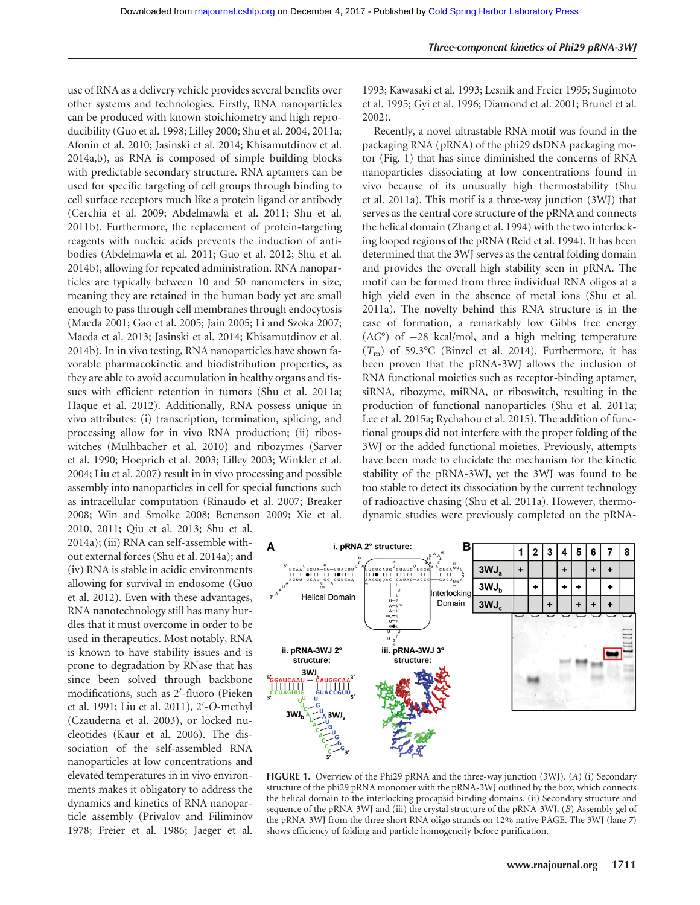use of RNA as a delivery vehicle provides several benefits over other systems and technologies. Firstly, RNA nanoparticles can be produced with known stoichiometry and high reproducibility (Guo et al. 1998; Lilley 2000; Shu et al. 2004, 2011a; Afonin et al. 2010; Jasinski et al. 2014; Khisamutdinov et al. 2014a,b), as RNA is composed of simple building blocks with predictable secondary structure. RNA aptamers can be used for specific targeting of cell groups through binding to cell surface receptors much like a protein ligand or antibody (Cerchia et al. 2009; Abdelmawla et al. 2011; Shu et al. 2011b). Furthermore, the replacement of protein-targeting reagents with nucleic acids prevents the induction of antibodies (Abdelmawla et al. 2011; Guo et al. 2012; Shu et al. 2014b), allowing for repeated administration. RNA nanoparticles are typically between 10 and 50 nanometers in size, meaning they are retained in the human body yet are small enough to pass through cell membranes through endocytosis (Maeda 2001; Gao et al. 2005; Jain 2005; Li and Szoka 2007; Maeda et al. 2013; Jasinski et al. 2014; Khisamutdinov et al. 2014b). In in vivo testing, RNA nanoparticles have shown favorable pharmacokinetic and biodistribution properties, as they are able to avoid accumulation in healthy organs and tissues with efficient retention in tumors (Shu et al. 2011a; Haque et al. 2012). Additionally, RNA possess unique in vivo attributes: (i) transcription, termination, splicing, and processing allow for in vivo RNA production; (ii) riboswitches (Mulhbacher et al. 2010) and ribozymes (Sarver et al. 1990; Hoeprich et al. 2003; Lilley 2003; Winkler et al. 2004; Liu et al. 2007) result in in vivo processing and possible assembly into nanoparticles in cell for special functions such as intracellular computation (Rinaudo et al. 2007; Breaker 2008; Win and Smolke 2008; Benenson 2009; Xie et al. 2010, 2011; Qiu et al. 2013; Shu et al. 2014a); (iii) RNA can self-assemble without external forces (Shu et al. 2014a); and (iv) RNA is stable in acidic environments allowing for survival in endosome (Guo et al. 2012). Even with these advantages, RNA nanotechnology still has many hurdles that it must overcome in order to be used in therapeutics. Most notably, RNA is known to have stability issues and is prone to degradation by RNase that has since been solved through backbone modifications, such as 2′-fluoro (Pieken et al. 1991; Liu et al. 2011), 2′-O-methyl (Czauderna et al. 2003), or locked nucleotides (Kaur et al. 2006). The dissociation of the self-assembled RNA nanoparticles at low concentrations and elevated temperatures in in vivo environments makes it obligatory to address the dynamics and kinetics of RNA nanoparticle assembly (Privalov and Filiminov 1978; Freier et al. 1986; Jaeger et al. 1993; Kawasaki et al. 1993; Lesnik and Freier 1995; Sugimoto et al. 1995; Gyi et al. 1996; Diamond et al. 2001; Brunel et al. 2002).

Recently, a novel ultrastable RNA motif was found in the packaging RNA (pRNA) of the phi29 dsDNA packaging motor (Fig. 1) that has since diminished the concerns of RNA nanoparticles dissociating at low concentrations found in vivo because of its unusually high thermostability (Shu et al. 2011a). This motif is a three-way junction (3WJ) that serves as the central core structure of the pRNA and connects the helical domain (Zhang et al. 1994) with the two interlocking looped regions of the pRNA (Reid et al. 1994). It has been determined that the 3WJ serves as the central folding domain and provides the overall high stability seen in pRNA. The motif can be formed from three individual RNA oligos at a high yield even in the absence of metal ions (Shu et al. 2011a). The novelty behind this RNA structure is in the ease of formation, a remarkably low Gibbs free energy ($\Delta G°$) of −28 kcal/mol, and a high melting temperature ($T_m$) of 59.3°C (Binzel et al. 2014). Furthermore, it has been proven that the pRNA-3WJ allows the inclusion of RNA functional moieties such as receptor-binding aptamer, siRNA, ribozyme, miRNA, or riboswitch, resulting in the production of functional nanoparticles (Shu et al. 2011a; Lee et al. 2015a; Rychahou et al. 2015). The addition of functional groups did not interfere with the proper folding of the 3WJ or the added functional moieties. Previously, attempts have been made to elucidate the mechanism for the kinetic stability of the pRNA-3WJ, yet the 3WJ was found to be too stable to detect its dissociation by the current technology of radioactive chasing (Shu et al. 2011a). However, thermodynamic studies were previously completed on the pRNA-

| | 1 | 2 | 3 | 4 | 5 | 6 | 7 | 8 |
|---|---|---|---|---|---|---|---|---|
| $3WJ_a$ | + | | | + | | + | + | |
| $3WJ_b$ | | + | | + | + | | + | |
| $3WJ_c$ | | | + | | + | + | + | |

**FIGURE 1.** Overview of the Phi29 pRNA and the three-way junction (3WJ). (*A*) (i) Secondary structure of the phi29 pRNA monomer with the pRNA-3WJ outlined by the box, which connects the helical domain to the interlocking procapsid binding domains. (ii) Secondary structure and sequence of the pRNA-3WJ and (iii) the crystal structure of the pRNA-3WJ. (*B*) Assembly gel of the pRNA-3WJ from the three short RNA oligo strands on 12% native PAGE. The 3WJ (lane *7*) shows efficiency of folding and particle homogeneity before purification.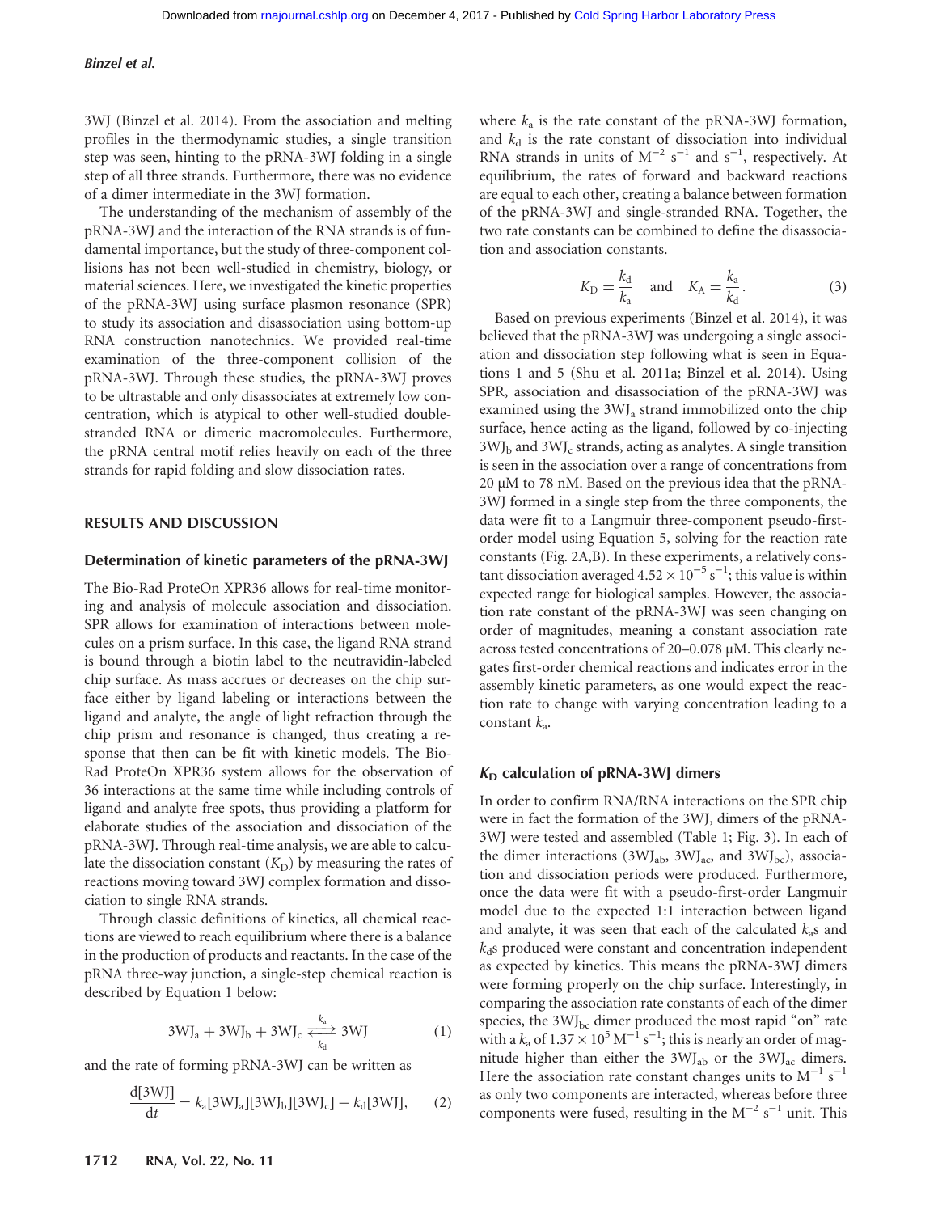3WJ (Binzel et al. 2014). From the association and melting profiles in the thermodynamic studies, a single transition step was seen, hinting to the pRNA-3WJ folding in a single step of all three strands. Furthermore, there was no evidence of a dimer intermediate in the 3WJ formation.

The understanding of the mechanism of assembly of the pRNA-3WJ and the interaction of the RNA strands is of fundamental importance, but the study of three-component collisions has not been well-studied in chemistry, biology, or material sciences. Here, we investigated the kinetic properties of the pRNA-3WJ using surface plasmon resonance (SPR) to study its association and disassociation using bottom-up RNA construction nanotechnics. We provided real-time examination of the three-component collision of the pRNA-3WJ. Through these studies, the pRNA-3WJ proves to be ultrastable and only disassociates at extremely low concentration, which is atypical to other well-studied double-stranded RNA or dimeric macromolecules. Furthermore, the pRNA central motif relies heavily on each of the three strands for rapid folding and slow dissociation rates.

## RESULTS AND DISCUSSION

### Determination of kinetic parameters of the pRNA-3WJ

The Bio-Rad ProteOn XPR36 allows for real-time monitoring and analysis of molecule association and dissociation. SPR allows for examination of interactions between molecules on a prism surface. In this case, the ligand RNA strand is bound through a biotin label to the neutravidin-labeled chip surface. As mass accrues or decreases on the chip surface either by ligand labeling or interactions between the ligand and analyte, the angle of light refraction through the chip prism and resonance is changed, thus creating a response that then can be fit with kinetic models. The Bio-Rad ProteOn XPR36 system allows for the observation of 36 interactions at the same time while including controls of ligand and analyte free spots, thus providing a platform for elaborate studies of the association and dissociation of the pRNA-3WJ. Through real-time analysis, we are able to calculate the dissociation constant ($K_D$) by measuring the rates of reactions moving toward 3WJ complex formation and dissociation to single RNA strands.

Through classic definitions of kinetics, all chemical reactions are viewed to reach equilibrium where there is a balance in the production of products and reactants. In the case of the pRNA three-way junction, a single-step chemical reaction is described by Equation 1 below:

$$3WJ_a + 3WJ_b + 3WJ_c \underset{k_d}{\overset{k_a}{\rightleftharpoons}} 3WJ \tag{1}$$

and the rate of forming pRNA-3WJ can be written as

$$\frac{d[3WJ]}{dt} = k_a[3WJ_a][3WJ_b][3WJ_c] - k_d[3WJ], \tag{2}$$

where $k_a$ is the rate constant of the pRNA-3WJ formation, and $k_d$ is the rate constant of dissociation into individual RNA strands in units of $M^{-2}\ s^{-1}$ and $s^{-1}$, respectively. At equilibrium, the rates of forward and backward reactions are equal to each other, creating a balance between formation of the pRNA-3WJ and single-stranded RNA. Together, the two rate constants can be combined to define the disassociation and association constants.

$$K_D = \frac{k_d}{k_a} \quad \text{and} \quad K_A = \frac{k_a}{k_d}. \tag{3}$$

Based on previous experiments (Binzel et al. 2014), it was believed that the pRNA-3WJ was undergoing a single association and dissociation step following what is seen in Equations 1 and 5 (Shu et al. 2011a; Binzel et al. 2014). Using SPR, association and disassociation of the pRNA-3WJ was examined using the $3WJ_a$ strand immobilized onto the chip surface, hence acting as the ligand, followed by co-injecting $3WJ_b$ and $3WJ_c$ strands, acting as analytes. A single transition is seen in the association over a range of concentrations from 20 μM to 78 nM. Based on the previous idea that the pRNA-3WJ formed in a single step from the three components, the data were fit to a Langmuir three-component pseudo-first-order model using Equation 5, solving for the reaction rate constants (Fig. 2A,B). In these experiments, a relatively constant dissociation averaged $4.52 \times 10^{-5}\ s^{-1}$; this value is within expected range for biological samples. However, the association rate constant of the pRNA-3WJ was seen changing on order of magnitudes, meaning a constant association rate across tested concentrations of 20–0.078 μM. This clearly negates first-order chemical reactions and indicates error in the assembly kinetic parameters, as one would expect the reaction rate to change with varying concentration leading to a constant $k_a$.

### $K_D$ calculation of pRNA-3WJ dimers

In order to confirm RNA/RNA interactions on the SPR chip were in fact the formation of the 3WJ, dimers of the pRNA-3WJ were tested and assembled (Table 1; Fig. 3). In each of the dimer interactions ($3WJ_{ab}$, $3WJ_{ac}$, and $3WJ_{bc}$), association and dissociation periods were produced. Furthermore, once the data were fit with a pseudo-first-order Langmuir model due to the expected 1:1 interaction between ligand and analyte, it was seen that each of the calculated $k_a$s and $k_d$s produced were constant and concentration independent as expected by kinetics. This means the pRNA-3WJ dimers were forming properly on the chip surface. Interestingly, in comparing the association rate constants of each of the dimer species, the $3WJ_{bc}$ dimer produced the most rapid "on" rate with a $k_a$ of $1.37 \times 10^5\ M^{-1}\ s^{-1}$; this is nearly an order of magnitude higher than either the $3WJ_{ab}$ or the $3WJ_{ac}$ dimers. Here the association rate constant changes units to $M^{-1}\ s^{-1}$ as only two components are interacted, whereas before three components were fused, resulting in the $M^{-2}\ s^{-1}$ unit. This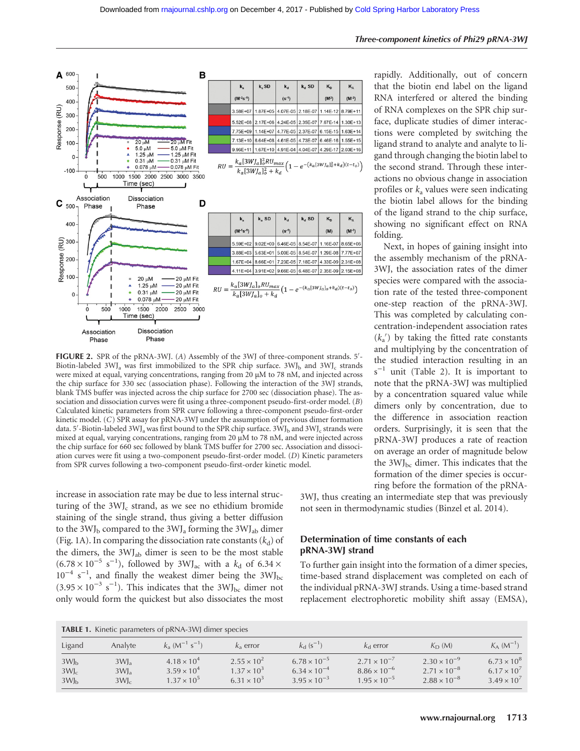rapidly. Additionally, out of concern that the biotin end label on the ligand RNA interfered or altered the binding of RNA complexes on the SPR chip surface, duplicate studies of dimer interactions were completed by switching the ligand strand to analyte and analyte to ligand through changing the biotin label to the second strand. Through these interactions no obvious change in association profiles or $k_a$ values were seen indicating the biotin label allows for the binding of the ligand strand to the chip surface, showing no significant effect on RNA folding.

Next, in hopes of gaining insight into the assembly mechanism of the pRNA-3WJ, the association rates of the dimer species were compared with the association rate of the tested three-component one-step reaction of the pRNA-3WJ. This was completed by calculating concentration-independent association rates ($k_a'$) by taking the fitted rate constants and multiplying by the concentration of the studied interaction resulting in an $s^{-1}$ unit (Table 2). It is important to note that the pRNA-3WJ was multiplied by a concentration squared value while dimers only by concentration, due to the difference in association reaction orders. Surprisingly, it is seen that the pRNA-3WJ produces a rate of reaction on average an order of magnitude below the $3WJ_{bc}$ dimer. This indicates that the formation of the dimer species is occurring before the formation of the pRNA-3WJ, thus creating an intermediate step that was previously not seen in thermodynamic studies (Binzel et al. 2014).

FIGURE 2. SPR of the pRNA-3WJ. (*A*) Assembly of the 3WJ of three-component strands. 5′-Biotin-labeled $3WJ_a$ was first immobilized to the SPR chip surface. $3WJ_b$ and $3WJ_c$ strands were mixed at equal, varying concentrations, ranging from 20 µM to 78 nM, and injected across the chip surface for 330 sec (association phase). Following the interaction of the 3WJ strands, blank TMS buffer was injected across the chip surface for 2700 sec (dissociation phase). The association and dissociation curves were fit using a three-component pseudo-first-order model. (*B*) Calculated kinetic parameters from SPR curve following a three-component pseudo-first-order kinetic model. (*C*) SPR assay for pRNA-3WJ under the assumption of previous dimer formation data. 5′-Biotin-labeled $3WJ_a$ was first bound to the SPR chip surface. $3WJ_b$ and $3WJ_c$ strands were mixed at equal, varying concentrations, ranging from 20 µM to 78 nM, and were injected across the chip surface for 660 sec followed by blank TMS buffer for 2700 sec. Association and dissociation curves were fit using a two-component pseudo-first-order model. (*D*) Kinetic parameters from SPR curves following a two-component pseudo-first-order kinetic model.

increase in association rate may be due to less internal structuring of the $3WJ_c$ strand, as we see no ethidium bromide staining of the single strand, thus giving a better diffusion to the $3WJ_b$ compared to the $3WJ_a$ forming the $3WJ_{ab}$ dimer (Fig. 1A). In comparing the dissociation rate constants ($k_d$) of the dimers, the $3WJ_{ab}$ dimer is seen to be the most stable ($6.78 \times 10^{-5}$ $s^{-1}$), followed by $3WJ_{ac}$ with a $k_d$ of $6.34 \times 10^{-4}$ $s^{-1}$, and finally the weakest dimer being the $3WJ_{bc}$ ($3.95 \times 10^{-3}$ $s^{-1}$). This indicates that the $3WJ_{bc}$ dimer not only would form the quickest but also dissociates the most

## Determination of time constants of each pRNA-3WJ strand

To further gain insight into the formation of a dimer species, time-based strand displacement was completed on each of the individual pRNA-3WJ strands. Using a time-based strand replacement electrophoretic mobility shift assay (EMSA),

TABLE 1. Kinetic parameters of pRNA-3WJ dimer species

| Ligand | Analyte | $k_a$ ($M^{-1}$ $s^{-1}$) | $k_a$ error | $k_d$ ($s^{-1}$) | $k_d$ error | $K_D$ (M) | $K_A$ ($M^{-1}$) |
|---|---|---|---|---|---|---|---|
| $3WJ_b$ | $3WJ_a$ | $4.18 \times 10^4$ | $2.55 \times 10^2$ | $6.78 \times 10^{-5}$ | $2.71 \times 10^{-7}$ | $2.30 \times 10^{-9}$ | $6.73 \times 10^8$ |
| $3WJ_c$ | $3WJ_a$ | $3.59 \times 10^4$ | $1.37 \times 10^3$ | $6.34 \times 10^{-4}$ | $8.86 \times 10^{-6}$ | $2.71 \times 10^{-8}$ | $6.17 \times 10^7$ |
| $3WJ_b$ | $3WJ_c$ | $1.37 \times 10^5$ | $6.31 \times 10^3$ | $3.95 \times 10^{-3}$ | $1.95 \times 10^{-5}$ | $2.88 \times 10^{-8}$ | $3.49 \times 10^7$ |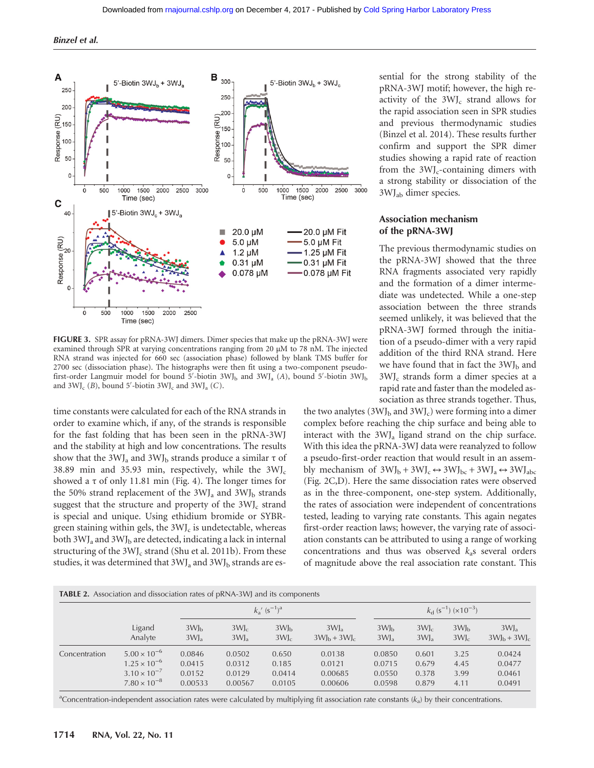FIGURE 3. SPR assay for pRNA-3WJ dimers. Dimer species that make up the pRNA-3WJ were examined through SPR at varying concentrations ranging from 20 µM to 78 nM. The injected RNA strand was injected for 660 sec (association phase) followed by blank TMS buffer for 2700 sec (dissociation phase). The histographs were then fit using a two-component pseudo-first-order Langmuir model for bound 5′-biotin $3WJ_b$ and $3WJ_a$ (A), bound 5′-biotin $3WJ_b$ and $3WJ_c$ (B), bound 5′-biotin $3WJ_c$ and $3WJ_a$ (C).

time constants were calculated for each of the RNA strands in order to examine which, if any, of the strands is responsible for the fast folding that has been seen in the pRNA-3WJ and the stability at high and low concentrations. The results show that the $3WJ_a$ and $3WJ_b$ strands produce a similar τ of 38.89 min and 35.93 min, respectively, while the $3WJ_c$ showed a τ of only 11.81 min (Fig. 4). The longer times for the 50% strand replacement of the $3WJ_a$ and $3WJ_b$ strands suggest that the structure and property of the $3WJ_c$ strand is special and unique. Using ethidium bromide or SYBR-green staining within gels, the $3WJ_c$ is undetectable, whereas both $3WJ_a$ and $3WJ_b$ are detected, indicating a lack in internal structuring of the $3WJ_c$ strand (Shu et al. 2011b). From these studies, it was determined that $3WJ_a$ and $3WJ_b$ strands are essential for the strong stability of the pRNA-3WJ motif; however, the high reactivity of the $3WJ_c$ strand allows for the rapid association seen in SPR studies and previous thermodynamic studies (Binzel et al. 2014). These results further confirm and support the SPR dimer studies showing a rapid rate of reaction from the $3WJ_c$-containing dimers with a strong stability or dissociation of the $3WJ_{ab}$ dimer species.

### Association mechanism of the pRNA-3WJ

The previous thermodynamic studies on the pRNA-3WJ showed that the three RNA fragments associated very rapidly and the formation of a dimer intermediate was undetected. While a one-step association between the three strands seemed unlikely, it was believed that the pRNA-3WJ formed through the initiation of a pseudo-dimer with a very rapid addition of the third RNA strand. Here we have found that in fact the $3WJ_b$ and $3WJ_c$ strands form a dimer species at a rapid rate and faster than the modeled association as three strands together. Thus, the two analytes ($3WJ_b$ and $3WJ_c$) were forming into a dimer complex before reaching the chip surface and being able to interact with the $3WJ_a$ ligand strand on the chip surface. With this idea the pRNA-3WJ data were reanalyzed to follow a pseudo-first-order reaction that would result in an assembly mechanism of $3WJ_b + 3WJ_c \leftrightarrow 3WJ_{bc} + 3WJ_a \leftrightarrow 3WJ_{abc}$ (Fig. 2C,D). Here the same dissociation rates were observed as in the three-component, one-step system. Additionally, the rates of association were independent of concentrations tested, leading to varying rate constants. This again negates first-order reaction laws; however, the varying rate of association constants can be attributed to using a range of working concentrations and thus was observed $k_a$s several orders of magnitude above the real association rate constant. This

TABLE 2. Association and dissociation rates of pRNA-3WJ and its components

| | | $k_a'$ ($s^{-1}$)[a] | | | | $k_d$ ($s^{-1}$) ($\times 10^{-3}$) | | | |
|---|---|---|---|---|---|---|---|---|---|
| | Ligand<br>Analyte | $3WJ_b$<br>$3WJ_a$ | $3WJ_c$<br>$3WJ_a$ | $3WJ_b$<br>$3WJ_c$ | $3WJ_a$<br>$3WJ_b + 3WJ_c$ | $3WJ_b$<br>$3WJ_a$ | $3WJ_c$<br>$3WJ_a$ | $3WJ_b$<br>$3WJ_c$ | $3WJ_a$<br>$3WJ_b + 3WJ_c$ |
| Concentration | $5.00 \times 10^{-6}$ | 0.0846 | 0.0502 | 0.650 | 0.0138 | 0.0850 | 0.601 | 3.25 | 0.0424 |
| | $1.25 \times 10^{-6}$ | 0.0415 | 0.0312 | 0.185 | 0.0121 | 0.0715 | 0.679 | 4.45 | 0.0477 |
| | $3.10 \times 10^{-7}$ | 0.0152 | 0.0129 | 0.0414 | 0.00685 | 0.0550 | 0.378 | 3.99 | 0.0461 |
| | $7.80 \times 10^{-8}$ | 0.00533 | 0.00567 | 0.0105 | 0.00606 | 0.0598 | 0.879 | 4.11 | 0.0491 |

[a]Concentration-independent association rates were calculated by multiplying fit association rate constants ($k_a$) by their concentrations.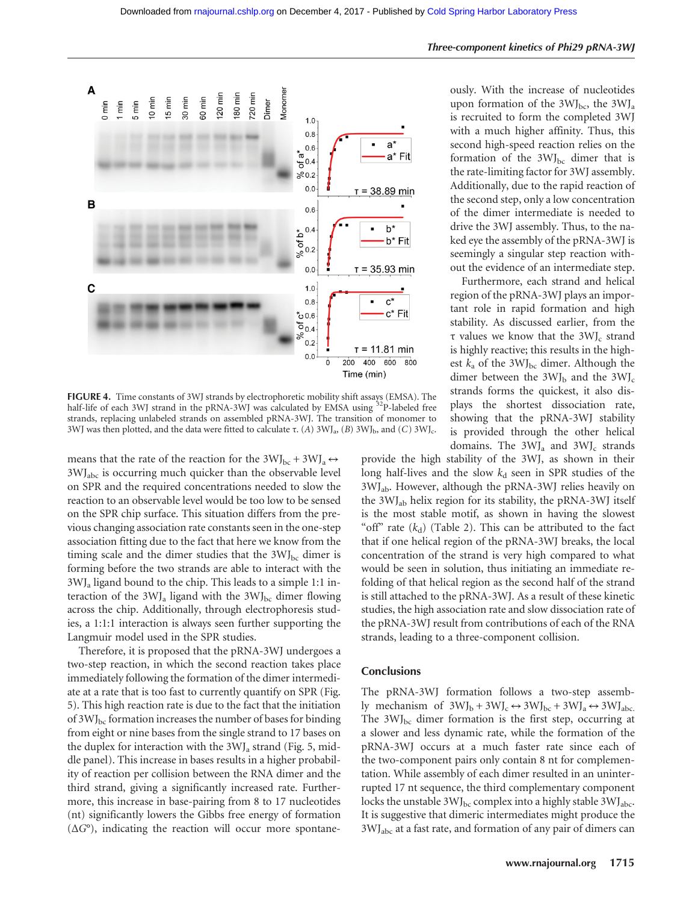FIGURE 4. Time constants of 3WJ strands by electrophoretic mobility shift assays (EMSA). The half-life of each 3WJ strand in the pRNA-3WJ was calculated by EMSA using $^{32}$P-labeled free strands, replacing unlabeled strands on assembled pRNA-3WJ. The transition of monomer to 3WJ was then plotted, and the data were fitted to calculate τ. (*A*) $3WJ_a$, (*B*) $3WJ_b$, and (*C*) $3WJ_c$.

means that the rate of the reaction for the $3WJ_{bc} + 3WJ_a \leftrightarrow 3WJ_{abc}$ is occurring much quicker than the observable level on SPR and the required concentrations needed to slow the reaction to an observable level would be too low to be sensed on the SPR chip surface. This situation differs from the previous changing association rate constants seen in the one-step association fitting due to the fact that here we know from the timing scale and the dimer studies that the $3WJ_{bc}$ dimer is forming before the two strands are able to interact with the $3WJ_a$ ligand bound to the chip. This leads to a simple 1:1 interaction of the $3WJ_a$ ligand with the $3WJ_{bc}$ dimer flowing across the chip. Additionally, through electrophoresis studies, a 1:1:1 interaction is always seen further supporting the Langmuir model used in the SPR studies.

Therefore, it is proposed that the pRNA-3WJ undergoes a two-step reaction, in which the second reaction takes place immediately following the formation of the dimer intermediate at a rate that is too fast to currently quantify on SPR (Fig. 5). This high reaction rate is due to the fact that the initiation of $3WJ_{bc}$ formation increases the number of bases for binding from eight or nine bases from the single strand to 17 bases on the duplex for interaction with the $3WJ_a$ strand (Fig. 5, middle panel). This increase in bases results in a higher probability of reaction per collision between the RNA dimer and the third strand, giving a significantly increased rate. Furthermore, this increase in base-pairing from 8 to 17 nucleotides (nt) significantly lowers the Gibbs free energy of formation ($\Delta G°$), indicating the reaction will occur more spontaneously. With the increase of nucleotides upon formation of the $3WJ_{bc}$, the $3WJ_a$ is recruited to form the completed 3WJ with a much higher affinity. Thus, this second high-speed reaction relies on the formation of the $3WJ_{bc}$ dimer that is the rate-limiting factor for 3WJ assembly. Additionally, due to the rapid reaction of the second step, only a low concentration of the dimer intermediate is needed to drive the 3WJ assembly. Thus, to the naked eye the assembly of the pRNA-3WJ is seemingly a singular step reaction without the evidence of an intermediate step.

Furthermore, each strand and helical region of the pRNA-3WJ plays an important role in rapid formation and high stability. As discussed earlier, from the τ values we know that the $3WJ_c$ strand is highly reactive; this results in the highest $k_a$ of the $3WJ_{bc}$ dimer. Although the dimer between the $3WJ_b$ and the $3WJ_c$ strands forms the quickest, it also displays the shortest dissociation rate, showing that the pRNA-3WJ stability is provided through the other helical domains. The $3WJ_a$ and $3WJ_c$ strands provide the high stability of the 3WJ, as shown in their long half-lives and the slow $k_d$ seen in SPR studies of the $3WJ_{ab}$. However, although the pRNA-3WJ relies heavily on the $3WJ_{ab}$ helix region for its stability, the pRNA-3WJ itself is the most stable motif, as shown in having the slowest "off" rate ($k_d$) (Table 2). This can be attributed to the fact that if one helical region of the pRNA-3WJ breaks, the local concentration of the strand is very high compared to what would be seen in solution, thus initiating an immediate refolding of that helical region as the second half of the strand is still attached to the pRNA-3WJ. As a result of these kinetic studies, the high association rate and slow dissociation rate of the pRNA-3WJ result from contributions of each of the RNA strands, leading to a three-component collision.

## Conclusions

The pRNA-3WJ formation follows a two-step assembly mechanism of $3WJ_b + 3WJ_c \leftrightarrow 3WJ_{bc} + 3WJ_a \leftrightarrow 3WJ_{abc}$. The $3WJ_{bc}$ dimer formation is the first step, occurring at a slower and less dynamic rate, while the formation of the pRNA-3WJ occurs at a much faster rate since each of the two-component pairs only contain 8 nt for complementation. While assembly of each dimer resulted in an uninterrupted 17 nt sequence, the third complementary component locks the unstable $3WJ_{bc}$ complex into a highly stable $3WJ_{abc}$. It is suggestive that dimeric intermediates might produce the $3WJ_{abc}$ at a fast rate, and formation of any pair of dimers can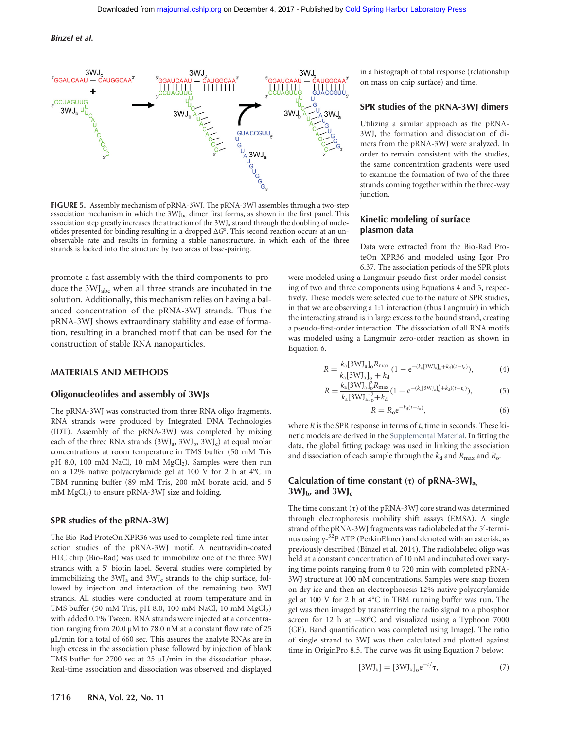FIGURE 5. Assembly mechanism of pRNA-3WJ. The pRNA-3WJ assembles through a two-step association mechanism in which the $3WJ_{bc}$ dimer first forms, as shown in the first panel. This association step greatly increases the attraction of the $3WJ_a$ strand through the doubling of nucleotides presented for binding resulting in a dropped $\Delta G°$. This second reaction occurs at an unobservable rate and results in forming a stable nanostructure, in which each of the three strands is locked into the structure by two areas of base-pairing.

promote a fast assembly with the third components to produce the $3WJ_{abc}$ when all three strands are incubated in the solution. Additionally, this mechanism relies on having a balanced concentration of the pRNA-3WJ strands. Thus the pRNA-3WJ shows extraordinary stability and ease of formation, resulting in a branched motif that can be used for the construction of stable RNA nanoparticles.

## MATERIALS AND METHODS

### Oligonucleotides and assembly of 3WJs

The pRNA-3WJ was constructed from three RNA oligo fragments. RNA strands were produced by Integrated DNA Technologies (IDT). Assembly of the pRNA-3WJ was completed by mixing each of the three RNA strands ($3WJ_a$, $3WJ_b$, $3WJ_c$) at equal molar concentrations at room temperature in TMS buffer (50 mM Tris pH 8.0, 100 mM NaCl, 10 mM $MgCl_2$). Samples were then run on a 12% native polyacrylamide gel at 100 V for 2 h at 4°C in TBM running buffer (89 mM Tris, 200 mM borate acid, and 5 mM $MgCl_2$) to ensure pRNA-3WJ size and folding.

### SPR studies of the pRNA-3WJ

The Bio-Rad ProteOn XPR36 was used to complete real-time interaction studies of the pRNA-3WJ motif. A neutravidin-coated HLC chip (Bio-Rad) was used to immobilize one of the three 3WJ strands with a 5′ biotin label. Several studies were completed by immobilizing the $3WJ_a$ and $3WJ_c$ strands to the chip surface, followed by injection and interaction of the remaining two 3WJ strands. All studies were conducted at room temperature and in TMS buffer (50 mM Tris, pH 8.0, 100 mM NaCl, 10 mM $MgCl_2$) with added 0.1% Tween. RNA strands were injected at a concentration ranging from 20.0 µM to 78.0 nM at a constant flow rate of 25 µL/min for a total of 660 sec. This assures the analyte RNAs are in high excess in the association phase followed by injection of blank TMS buffer for 2700 sec at 25 µL/min in the dissociation phase. Real-time association and dissociation was observed and displayed in a histograph of total response (relationship on mass on chip surface) and time.

### SPR studies of the pRNA-3WJ dimers

Utilizing a similar approach as the pRNA-3WJ, the formation and dissociation of dimers from the pRNA-3WJ were analyzed. In order to remain consistent with the studies, the same concentration gradients were used to examine the formation of two of the three strands coming together within the three-way junction.

### Kinetic modeling of surface plasmon data

Data were extracted from the Bio-Rad ProteOn XPR36 and modeled using Igor Pro 6.37. The association periods of the SPR plots were modeled using a Langmuir pseudo-first-order model consisting of two and three components using Equations 4 and 5, respectively. These models were selected due to the nature of SPR studies, in that we are observing a 1:1 interaction (thus Langmuir) in which the interacting strand is in large excess to the bound strand, creating a pseudo-first-order interaction. The dissociation of all RNA motifs was modeled using a Langmuir zero-order reaction as shown in Equation 6.

$$R = \frac{k_a[3WJ_a]_o R_{max}}{k_a[3WJ_a]_o + k_d}\left(1 - e^{-(k_a[3WJ_a]_o + k_d)(t - t_o)}\right), \quad (4)$$

$$R = \frac{k_a[3WJ_a]_o^2 R_{max}}{k_a[3WJ_a]_o^2 + k_d}\left(1 - e^{-(k_a[3WJ_a]_o^2 + k_d)(t - t_o)}\right), \quad (5)$$

$$R = R_o e^{-k_d(t - t_o)}, \quad (6)$$

where $R$ is the SPR response in terms of $t$, time in seconds. These kinetic models are derived in the Supplemental Material. In fitting the data, the global fitting package was used in linking the association and dissociation of each sample through the $k_d$ and $R_{max}$ and $R_o$.

### Calculation of time constant (τ) of pRNA-$3WJ_a$, $3WJ_b$, and $3WJ_c$

The time constant (τ) of the pRNA-3WJ core strand was determined through electrophoresis mobility shift assays (EMSA). A single strand of the pRNA-3WJ fragments was radiolabeled at the 5′-terminus using γ-$^{32}$P ATP (PerkinElmer) and denoted with an asterisk, as previously described (Binzel et al. 2014). The radiolabeled oligo was held at a constant concentration of 10 nM and incubated over varying time points ranging from 0 to 720 min with completed pRNA-3WJ structure at 100 nM concentrations. Samples were snap frozen on dry ice and then an electrophoresis 12% native polyacrylamide gel at 100 V for 2 h at 4°C in TBM running buffer was run. The gel was then imaged by transferring the radio signal to a phosphor screen for 12 h at −80°C and visualized using a Typhoon 7000 (GE). Band quantification was completed using ImageJ. The ratio of single strand to 3WJ was then calculated and plotted against time in OriginPro 8.5. The curve was fit using Equation 7 below:

$$[3WJ_x] = [3WJ_x]_o e^{-t/}\tau, \quad (7)$$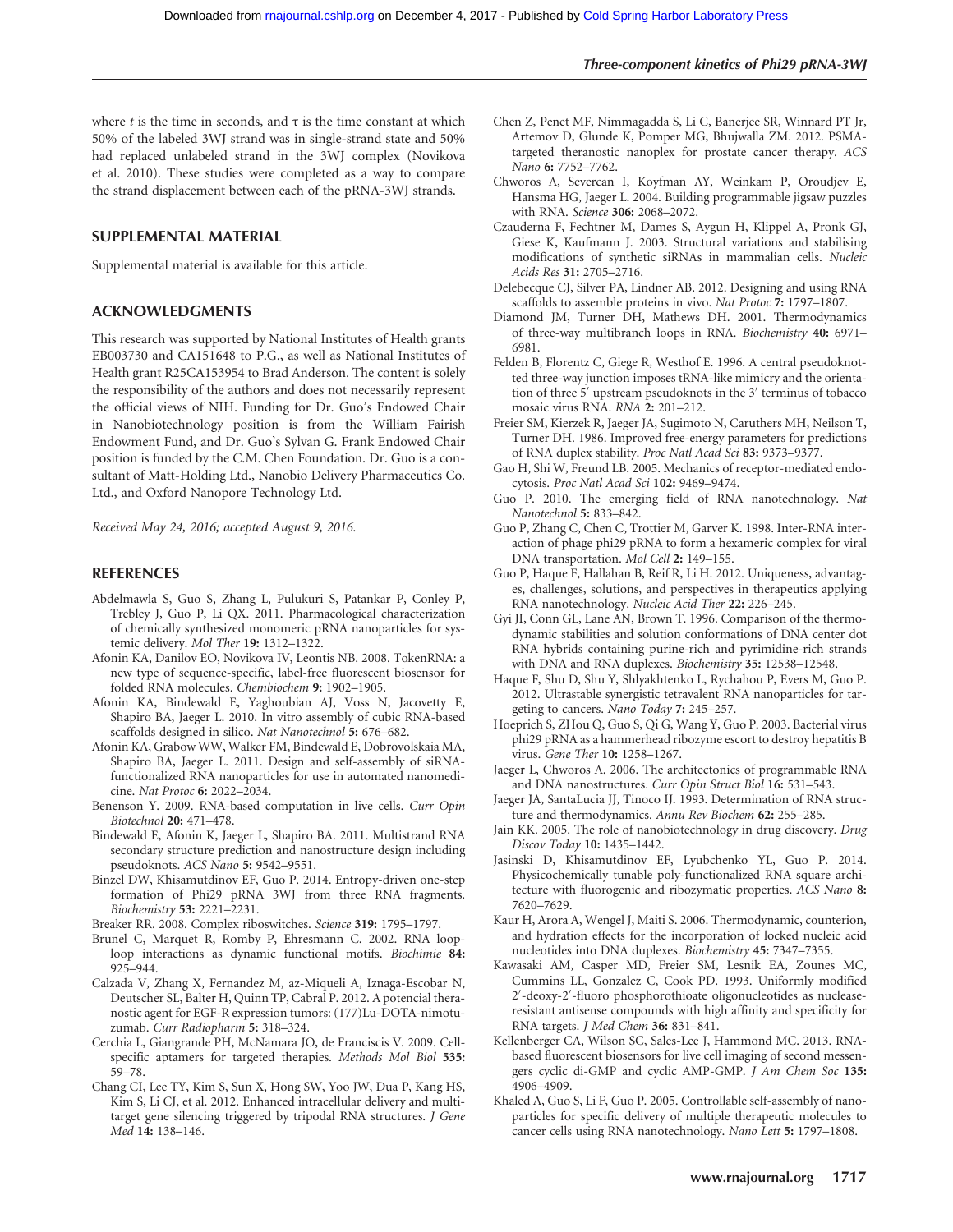where $t$ is the time in seconds, and $\tau$ is the time constant at which 50% of the labeled 3WJ strand was in single-strand state and 50% had replaced unlabeled strand in the 3WJ complex (Novikova et al. 2010). These studies were completed as a way to compare the strand displacement between each of the pRNA-3WJ strands.

## SUPPLEMENTAL MATERIAL

Supplemental material is available for this article.

## ACKNOWLEDGMENTS

This research was supported by National Institutes of Health grants EB003730 and CA151648 to P.G., as well as National Institutes of Health grant R25CA153954 to Brad Anderson. The content is solely the responsibility of the authors and does not necessarily represent the official views of NIH. Funding for Dr. Guo's Endowed Chair in Nanobiotechnology position is from the William Fairish Endowment Fund, and Dr. Guo's Sylvan G. Frank Endowed Chair position is funded by the C.M. Chen Foundation. Dr. Guo is a consultant of Matt-Holding Ltd., Nanobio Delivery Pharmaceutics Co. Ltd., and Oxford Nanopore Technology Ltd.

*Received May 24, 2016; accepted August 9, 2016.*

## REFERENCES

Abdelmawla S, Guo S, Zhang L, Pulukuri S, Patankar P, Conley P, Trebley J, Guo P, Li QX. 2011. Pharmacological characterization of chemically synthesized monomeric pRNA nanoparticles for systemic delivery. *Mol Ther* **19:** 1312–1322.

Afonin KA, Danilov EO, Novikova IV, Leontis NB. 2008. TokenRNA: a new type of sequence-specific, label-free fluorescent biosensor for folded RNA molecules. *Chembiochem* **9:** 1902–1905.

Afonin KA, Bindewald E, Yaghoubian AJ, Voss N, Jacovetty E, Shapiro BA, Jaeger L. 2010. In vitro assembly of cubic RNA-based scaffolds designed in silico. *Nat Nanotechnol* **5:** 676–682.

Afonin KA, Grabow WW, Walker FM, Bindewald E, Dobrovolskaia MA, Shapiro BA, Jaeger L. 2011. Design and self-assembly of siRNA-functionalized RNA nanoparticles for use in automated nanomedicine. *Nat Protoc* **6:** 2022–2034.

Benenson Y. 2009. RNA-based computation in live cells. *Curr Opin Biotechnol* **20:** 471–478.

Bindewald E, Afonin K, Jaeger L, Shapiro BA. 2011. Multistrand RNA secondary structure prediction and nanostructure design including pseudoknots. *ACS Nano* **5:** 9542–9551.

Binzel DW, Khisamutdinov EF, Guo P. 2014. Entropy-driven one-step formation of Phi29 pRNA 3WJ from three RNA fragments. *Biochemistry* **53:** 2221–2231.

Breaker RR. 2008. Complex riboswitches. *Science* **319:** 1795–1797.

Brunel C, Marquet R, Romby P, Ehresmann C. 2002. RNA loop-loop interactions as dynamic functional motifs. *Biochimie* **84:** 925–944.

Calzada V, Zhang X, Fernandez M, az-Miqueli A, Iznaga-Escobar N, Deutscher SL, Balter H, Quinn TP, Cabral P. 2012. A potencial theranostic agent for EGF-R expression tumors: (177)Lu-DOTA-nimotuzumab. *Curr Radiopharm* **5:** 318–324.

Cerchia L, Giangrande PH, McNamara JO, de Franciscis V. 2009. Cell-specific aptamers for targeted therapies. *Methods Mol Biol* **535:** 59–78.

Chang CI, Lee TY, Kim S, Sun X, Hong SW, Yoo JW, Dua P, Kang HS, Kim S, Li CJ, et al. 2012. Enhanced intracellular delivery and multi-target gene silencing triggered by tripodal RNA structures. *J Gene Med* **14:** 138–146.

Chen Z, Penet MF, Nimmagadda S, Li C, Banerjee SR, Winnard PT Jr, Artemov D, Glunde K, Pomper MG, Bhujwalla ZM. 2012. PSMA-targeted theranostic nanoplex for prostate cancer therapy. *ACS Nano* **6:** 7752–7762.

Chworos A, Severcan I, Koyfman AY, Weinkam P, Oroudjev E, Hansma HG, Jaeger L. 2004. Building programmable jigsaw puzzles with RNA. *Science* **306:** 2068–2072.

Czauderna F, Fechtner M, Dames S, Aygun H, Klippel A, Pronk GJ, Giese K, Kaufmann J. 2003. Structural variations and stabilising modifications of synthetic siRNAs in mammalian cells. *Nucleic Acids Res* **31:** 2705–2716.

Delebecque CJ, Silver PA, Lindner AB. 2012. Designing and using RNA scaffolds to assemble proteins in vivo. *Nat Protoc* **7:** 1797–1807.

Diamond JM, Turner DH, Mathews DH. 2001. Thermodynamics of three-way multibranch loops in RNA. *Biochemistry* **40:** 6971–6981.

Felden B, Florentz C, Giege R, Westhof E. 1996. A central pseudoknotted three-way junction imposes tRNA-like mimicry and the orientation of three 5′ upstream pseudoknots in the 3′ terminus of tobacco mosaic virus RNA. *RNA* **2:** 201–212.

Freier SM, Kierzek R, Jaeger JA, Sugimoto N, Caruthers MH, Neilson T, Turner DH. 1986. Improved free-energy parameters for predictions of RNA duplex stability. *Proc Natl Acad Sci* **83:** 9373–9377.

Gao H, Shi W, Freund LB. 2005. Mechanics of receptor-mediated endocytosis. *Proc Natl Acad Sci* **102:** 9469–9474.

Guo P. 2010. The emerging field of RNA nanotechnology. *Nat Nanotechnol* **5:** 833–842.

Guo P, Zhang C, Chen C, Trottier M, Garver K. 1998. Inter-RNA interaction of phage phi29 pRNA to form a hexameric complex for viral DNA transportation. *Mol Cell* **2:** 149–155.

Guo P, Haque F, Hallahan B, Reif R, Li H. 2012. Uniqueness, advantages, challenges, solutions, and perspectives in therapeutics applying RNA nanotechnology. *Nucleic Acid Ther* **22:** 226–245.

Gyi JI, Conn GL, Lane AN, Brown T. 1996. Comparison of the thermodynamic stabilities and solution conformations of DNA center dot RNA hybrids containing purine-rich and pyrimidine-rich strands with DNA and RNA duplexes. *Biochemistry* **35:** 12538–12548.

Haque F, Shu D, Shu Y, Shlyakhtenko L, Rychahou P, Evers M, Guo P. 2012. Ultrastable synergistic tetravalent RNA nanoparticles for targeting to cancers. *Nano Today* **7:** 245–257.

Hoeprich S, ZHou Q, Guo S, Qi G, Wang Y, Guo P. 2003. Bacterial virus phi29 pRNA as a hammerhead ribozyme escort to destroy hepatitis B virus. *Gene Ther* **10:** 1258–1267.

Jaeger L, Chworos A. 2006. The architectonics of programmable RNA and DNA nanostructures. *Curr Opin Struct Biol* **16:** 531–543.

Jaeger JA, SantaLucia JJ, Tinoco IJ. 1993. Determination of RNA structure and thermodynamics. *Annu Rev Biochem* **62:** 255–285.

Jain KK. 2005. The role of nanobiotechnology in drug discovery. *Drug Discov Today* **10:** 1435–1442.

Jasinski D, Khisamutdinov EF, Lyubchenko YL, Guo P. 2014. Physicochemically tunable poly-functionalized RNA square architecture with fluorogenic and ribozymatic properties. *ACS Nano* **8:** 7620–7629.

Kaur H, Arora A, Wengel J, Maiti S. 2006. Thermodynamic, counterion, and hydration effects for the incorporation of locked nucleic acid nucleotides into DNA duplexes. *Biochemistry* **45:** 7347–7355.

Kawasaki AM, Casper MD, Freier SM, Lesnik EA, Zounes MC, Cummins LL, Gonzalez C, Cook PD. 1993. Uniformly modified 2′-deoxy-2′-fluoro phosphorothioate oligonucleotides as nuclease-resistant antisense compounds with high affinity and specificity for RNA targets. *J Med Chem* **36:** 831–841.

Kellenberger CA, Wilson SC, Sales-Lee J, Hammond MC. 2013. RNA-based fluorescent biosensors for live cell imaging of second messengers cyclic di-GMP and cyclic AMP-GMP. *J Am Chem Soc* **135:** 4906–4909.

Khaled A, Guo S, Li F, Guo P. 2005. Controllable self-assembly of nanoparticles for specific delivery of multiple therapeutic molecules to cancer cells using RNA nanotechnology. *Nano Lett* **5:** 1797–1808.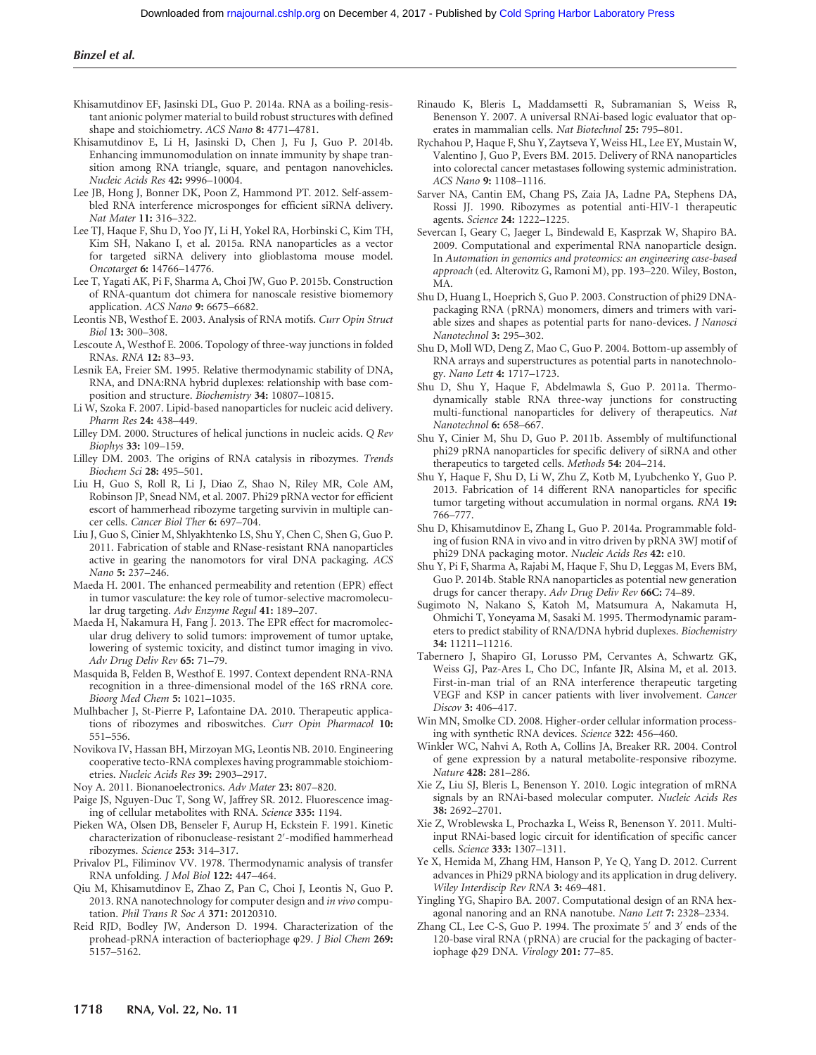Khisamutdinov EF, Jasinski DL, Guo P. 2014a. RNA as a boiling-resistant anionic polymer material to build robust structures with defined shape and stoichiometry. *ACS Nano* **8:** 4771–4781.

Khisamutdinov E, Li H, Jasinski D, Chen J, Fu J, Guo P. 2014b. Enhancing immunomodulation on innate immunity by shape transition among RNA triangle, square, and pentagon nanovehicles. *Nucleic Acids Res* **42:** 9996–10004.

Lee JB, Hong J, Bonner DK, Poon Z, Hammond PT. 2012. Self-assembled RNA interference microsponges for efficient siRNA delivery. *Nat Mater* **11:** 316–322.

Lee TJ, Haque F, Shu D, Yoo JY, Li H, Yokel RA, Horbinski C, Kim TH, Kim SH, Nakano I, et al. 2015a. RNA nanoparticles as a vector for targeted siRNA delivery into glioblastoma mouse model. *Oncotarget* **6:** 14766–14776.

Lee T, Yagati AK, Pi F, Sharma A, Choi JW, Guo P. 2015b. Construction of RNA-quantum dot chimera for nanoscale resistive biomemory application. *ACS Nano* **9:** 6675–6682.

Leontis NB, Westhof E. 2003. Analysis of RNA motifs. *Curr Opin Struct Biol* **13:** 300–308.

Lescoute A, Westhof E. 2006. Topology of three-way junctions in folded RNAs. *RNA* **12:** 83–93.

Lesnik EA, Freier SM. 1995. Relative thermodynamic stability of DNA, RNA, and DNA:RNA hybrid duplexes: relationship with base composition and structure. *Biochemistry* **34:** 10807–10815.

Li W, Szoka F. 2007. Lipid-based nanoparticles for nucleic acid delivery. *Pharm Res* **24:** 438–449.

Lilley DM. 2000. Structures of helical junctions in nucleic acids. *Q Rev Biophys* **33:** 109–159.

Lilley DM. 2003. The origins of RNA catalysis in ribozymes. *Trends Biochem Sci* **28:** 495–501.

Liu H, Guo S, Roll R, Li J, Diao Z, Shao N, Riley MR, Cole AM, Robinson JP, Snead NM, et al. 2007. Phi29 pRNA vector for efficient escort of hammerhead ribozyme targeting survivin in multiple cancer cells. *Cancer Biol Ther* **6:** 697–704.

Liu J, Guo S, Cinier M, Shlyakhtenko LS, Shu Y, Chen C, Shen G, Guo P. 2011. Fabrication of stable and RNase-resistant RNA nanoparticles active in gearing the nanomotors for viral DNA packaging. *ACS Nano* **5:** 237–246.

Maeda H. 2001. The enhanced permeability and retention (EPR) effect in tumor vasculature: the key role of tumor-selective macromolecular drug targeting. *Adv Enzyme Regul* **41:** 189–207.

Maeda H, Nakamura H, Fang J. 2013. The EPR effect for macromolecular drug delivery to solid tumors: improvement of tumor uptake, lowering of systemic toxicity, and distinct tumor imaging in vivo. *Adv Drug Deliv Rev* **65:** 71–79.

Masquida B, Felden B, Westhof E. 1997. Context dependent RNA-RNA recognition in a three-dimensional model of the 16S rRNA core. *Bioorg Med Chem* **5:** 1021–1035.

Mulhbacher J, St-Pierre P, Lafontaine DA. 2010. Therapeutic applications of ribozymes and riboswitches. *Curr Opin Pharmacol* **10:** 551–556.

Novikova IV, Hassan BH, Mirzoyan MG, Leontis NB. 2010. Engineering cooperative tecto-RNA complexes having programmable stoichiometries. *Nucleic Acids Res* **39:** 2903–2917.

Noy A. 2011. Bionanoelectronics. *Adv Mater* **23:** 807–820.

Paige JS, Nguyen-Duc T, Song W, Jaffrey SR. 2012. Fluorescence imaging of cellular metabolites with RNA. *Science* **335:** 1194.

Pieken WA, Olsen DB, Benseler F, Aurup H, Eckstein F. 1991. Kinetic characterization of ribonuclease-resistant 2′-modified hammerhead ribozymes. *Science* **253:** 314–317.

Privalov PL, Filiminov VV. 1978. Thermodynamic analysis of transfer RNA unfolding. *J Mol Biol* **122:** 447–464.

Qiu M, Khisamutdinov E, Zhao Z, Pan C, Choi J, Leontis N, Guo P. 2013. RNA nanotechnology for computer design and *in vivo* computation. *Phil Trans R Soc A* **371:** 20120310.

Reid RJD, Bodley JW, Anderson D. 1994. Characterization of the prohead-pRNA interaction of bacteriophage φ29. *J Biol Chem* **269:** 5157–5162.

Rinaudo K, Bleris L, Maddamsetti R, Subramanian S, Weiss R, Benenson Y. 2007. A universal RNAi-based logic evaluator that operates in mammalian cells. *Nat Biotechnol* **25:** 795–801.

Rychahou P, Haque F, Shu Y, Zaytseva Y, Weiss HL, Lee EY, Mustain W, Valentino J, Guo P, Evers BM. 2015. Delivery of RNA nanoparticles into colorectal cancer metastases following systemic administration. *ACS Nano* **9:** 1108–1116.

Sarver NA, Cantin EM, Chang PS, Zaia JA, Ladne PA, Stephens DA, Rossi JJ. 1990. Ribozymes as potential anti-HIV-1 therapeutic agents. *Science* **24:** 1222–1225.

Severcan I, Geary C, Jaeger L, Bindewald E, Kasprzak W, Shapiro BA. 2009. Computational and experimental RNA nanoparticle design. In *Automation in genomics and proteomics: an engineering case-based approach* (ed. Alterovitz G, Ramoni M), pp. 193–220. Wiley, Boston, MA.

Shu D, Huang L, Hoeprich S, Guo P. 2003. Construction of phi29 DNA-packaging RNA (pRNA) monomers, dimers and trimers with variable sizes and shapes as potential parts for nano-devices. *J Nanosci Nanotechnol* **3:** 295–302.

Shu D, Moll WD, Deng Z, Mao C, Guo P. 2004. Bottom-up assembly of RNA arrays and superstructures as potential parts in nanotechnology. *Nano Lett* **4:** 1717–1723.

Shu D, Shu Y, Haque F, Abdelmawla S, Guo P. 2011a. Thermodynamically stable RNA three-way junctions for constructing multi-functional nanoparticles for delivery of therapeutics. *Nat Nanotechnol* **6:** 658–667.

Shu Y, Cinier M, Shu D, Guo P. 2011b. Assembly of multifunctional phi29 pRNA nanoparticles for specific delivery of siRNA and other therapeutics to targeted cells. *Methods* **54:** 204–214.

Shu Y, Haque F, Shu D, Li W, Zhu Z, Kotb M, Lyubchenko Y, Guo P. 2013. Fabrication of 14 different RNA nanoparticles for specific tumor targeting without accumulation in normal organs. *RNA* **19:** 766–777.

Shu D, Khisamutdinov E, Zhang L, Guo P. 2014a. Programmable folding of fusion RNA in vivo and in vitro driven by pRNA 3WJ motif of phi29 DNA packaging motor. *Nucleic Acids Res* **42:** e10.

Shu Y, Pi F, Sharma A, Rajabi M, Haque F, Shu D, Leggas M, Evers BM, Guo P. 2014b. Stable RNA nanoparticles as potential new generation drugs for cancer therapy. *Adv Drug Deliv Rev* **66C:** 74–89.

Sugimoto N, Nakano S, Katoh M, Matsumura A, Nakamuta H, Ohmichi T, Yoneyama M, Sasaki M. 1995. Thermodynamic parameters to predict stability of RNA/DNA hybrid duplexes. *Biochemistry* **34:** 11211–11216.

Tabernero J, Shapiro GI, Lorusso PM, Cervantes A, Schwartz GK, Weiss GJ, Paz-Ares L, Cho DC, Infante JR, Alsina M, et al. 2013. First-in-man trial of an RNA interference therapeutic targeting VEGF and KSP in cancer patients with liver involvement. *Cancer Discov* **3:** 406–417.

Win MN, Smolke CD. 2008. Higher-order cellular information processing with synthetic RNA devices. *Science* **322:** 456–460.

Winkler WC, Nahvi A, Roth A, Collins JA, Breaker RR. 2004. Control of gene expression by a natural metabolite-responsive ribozyme. *Nature* **428:** 281–286.

Xie Z, Liu SJ, Bleris L, Benenson Y. 2010. Logic integration of mRNA signals by an RNAi-based molecular computer. *Nucleic Acids Res* **38:** 2692–2701.

Xie Z, Wroblewska L, Prochazka L, Weiss R, Benenson Y. 2011. Multi-input RNAi-based logic circuit for identification of specific cancer cells. *Science* **333:** 1307–1311.

Ye X, Hemida M, Zhang HM, Hanson P, Ye Q, Yang D. 2012. Current advances in Phi29 pRNA biology and its application in drug delivery. *Wiley Interdiscip Rev RNA* **3:** 469–481.

Yingling YG, Shapiro BA. 2007. Computational design of an RNA hexagonal nanoring and an RNA nanotube. *Nano Lett* **7:** 2328–2334.

Zhang CL, Lee C-S, Guo P. 1994. The proximate 5′ and 3′ ends of the 120-base viral RNA (pRNA) are crucial for the packaging of bacteriophage ϕ29 DNA. *Virology* **201:** 77–85.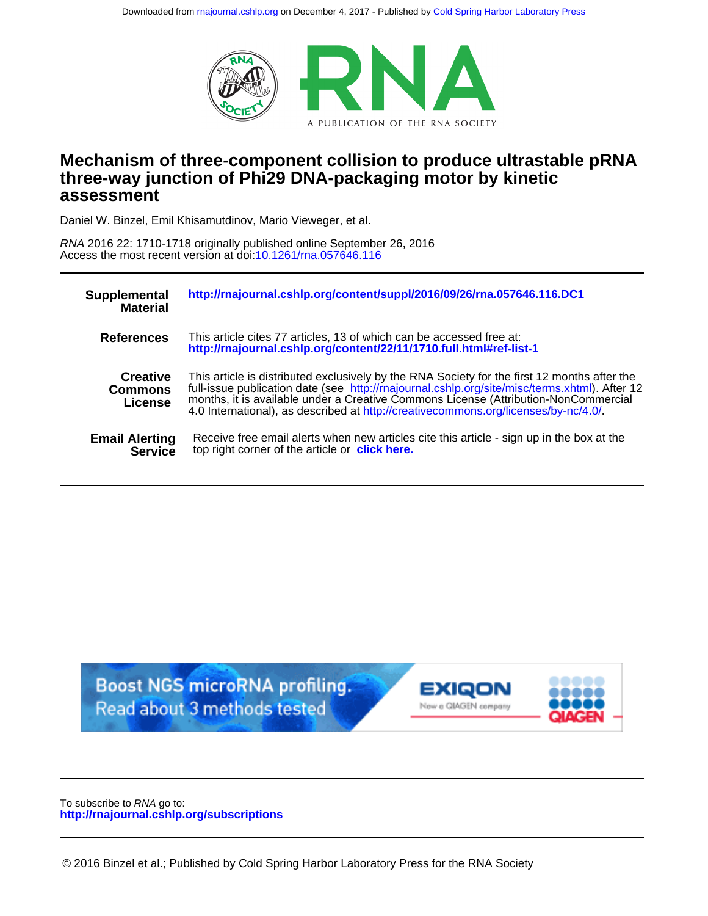Downloaded from rnajournal.cshlp.org on December 4, 2017 - Published by Cold Spring Harbor Laboratory Press

RNA

A PUBLICATION OF THE RNA SOCIETY

# Mechanism of three-component collision to produce ultrastable pRNA three-way junction of Phi29 DNA-packaging motor by kinetic assessment

Daniel W. Binzel, Emil Khisamutdinov, Mario Vieweger, et al.

*RNA* 2016 22: 1710-1718 originally published online September 26, 2016
Access the most recent version at doi:10.1261/rna.057646.116

---

| | |
|---|---|
| **Supplemental Material** | **http://rnajournal.cshlp.org/content/suppl/2016/09/26/rna.057646.116.DC1** |
| **References** | This article cites 77 articles, 13 of which can be accessed free at: **http://rnajournal.cshlp.org/content/22/11/1710.full.html#ref-list-1** |
| **Creative Commons License** | This article is distributed exclusively by the RNA Society for the first 12 months after the full-issue publication date (see http://rnajournal.cshlp.org/site/misc/terms.xhtml). After 12 months, it is available under a Creative Commons License (Attribution-NonCommercial 4.0 International), as described at http://creativecommons.org/licenses/by-nc/4.0/. |
| **Email Alerting Service** | Receive free email alerts when new articles cite this article - sign up in the box at the top right corner of the article or **click here.** |

---

Boost NGS microRNA profiling. Read about 3 methods tested

EXIQON Now a QIAGEN company

QIAGEN

---

To subscribe to *RNA* go to:
**http://rnajournal.cshlp.org/subscriptions**

---

© 2016 Binzel et al.; Published by Cold Spring Harbor Laboratory Press for the RNA Society